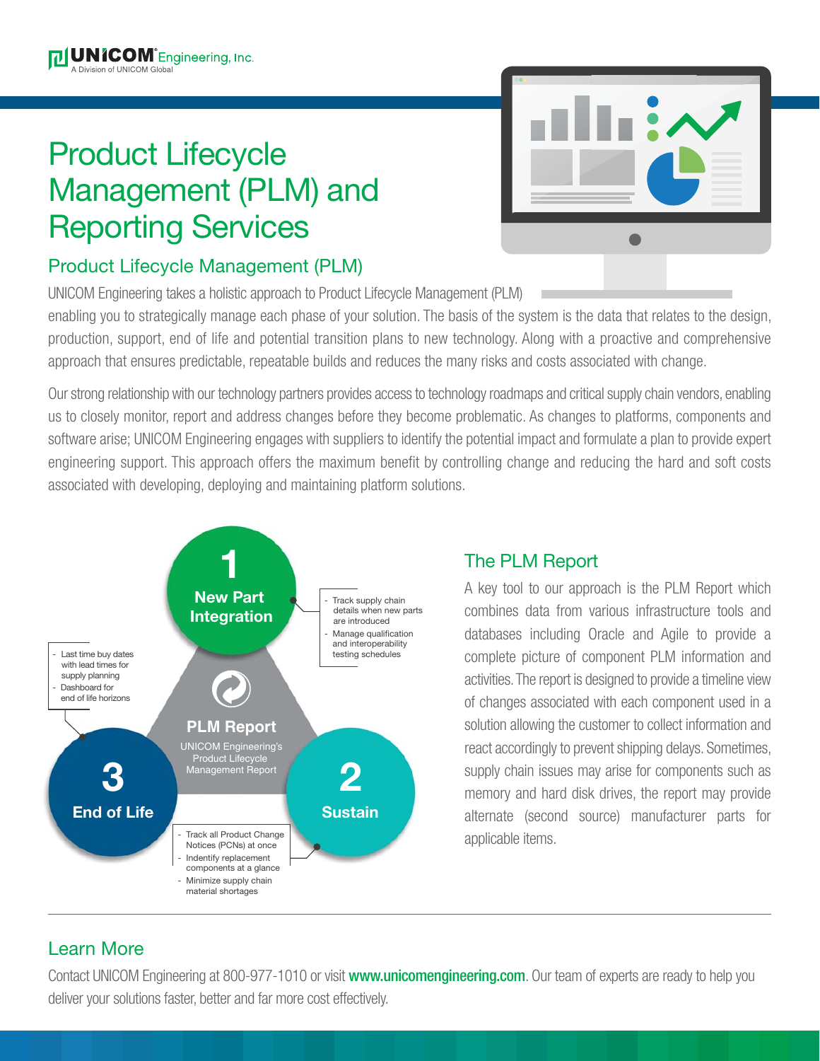UNICOM Engineering, Inc.
A Division of UNICOM Global

# Product Lifecycle Management (PLM) and Reporting Services

## Product Lifecycle Management (PLM)

UNICOM Engineering takes a holistic approach to Product Lifecycle Management (PLM) enabling you to strategically manage each phase of your solution. The basis of the system is the data that relates to the design, production, support, end of life and potential transition plans to new technology. Along with a proactive and comprehensive approach that ensures predictable, repeatable builds and reduces the many risks and costs associated with change.

Our strong relationship with our technology partners provides access to technology roadmaps and critical supply chain vendors, enabling us to closely monitor, report and address changes before they become problematic. As changes to platforms, components and software arise; UNICOM Engineering engages with suppliers to identify the potential impact and formulate a plan to provide expert engineering support. This approach offers the maximum benefit by controlling change and reducing the hard and soft costs associated with developing, deploying and maintaining platform solutions.

**PLM Report**
UNICOM Engineering's Product Lifecycle Management Report

**1 New Part Integration**
- Track supply chain details when new parts are introduced
- Manage qualification and interoperability testing schedules

**2 Sustain**
- Track all Product Change Notices (PCNs) at once
- Indentify replacement components at a glance
- Minimize supply chain material shortages

**3 End of Life**
- Last time buy dates with lead times for supply planning
- Dashboard for end of life horizons

## The PLM Report

A key tool to our approach is the PLM Report which combines data from various infrastructure tools and databases including Oracle and Agile to provide a complete picture of component PLM information and activities. The report is designed to provide a timeline view of changes associated with each component used in a solution allowing the customer to collect information and react accordingly to prevent shipping delays. Sometimes, supply chain issues may arise for components such as memory and hard disk drives, the report may provide alternate (second source) manufacturer parts for applicable items.

## Learn More

Contact UNICOM Engineering at 800-977-1010 or visit **www.unicomengineering.com**. Our team of experts are ready to help you deliver your solutions faster, better and far more cost effectively.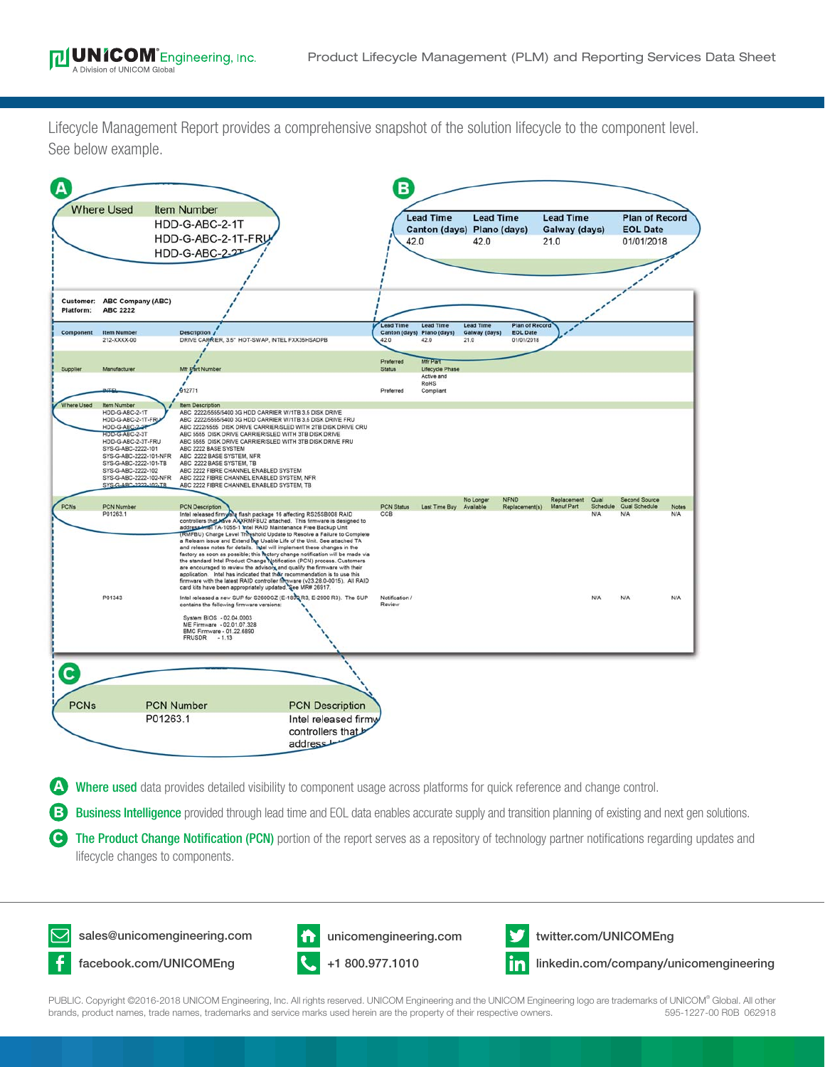Lifecycle Management Report provides a comprehensive snapshot of the solution lifecycle to the component level. See below example.

**A**

| Where Used | Item Number |
|---|---|
| | HDD-G-ABC-2-1T |
| | HDD-G-ABC-2-1T-FRU |
| | HDD-G-ABC-2-2T |

**B**

| Lead Time Canton (days) | Lead Time Plano (days) | Lead Time Galway (days) | Plan of Record EOL Date |
|---|---|---|---|
| 42.0 | 42.0 | 21.0 | 01/01/2018 |

Customer: ABC Company (ABC)
Platform: ABC 2222

| Component | Item Number | Description | Lead Time Canton (days) | Lead Time Plano (days) | Lead Time Galway (days) | Plan of Record EOL Date |
|---|---|---|---|---|---|---|
| | 212-XXXX-00 | DRIVE CARRIER, 3.5" HOT-SWAP, INTEL FXX35HSADPB | 42.0 | 42.0 | 21.0 | 01/01/2018 |

| Supplier | Manufacturer | Mfr Part Number | Preferred Status | Mfr Part Lifecycle Phase |
|---|---|---|---|---|
| | INTEL | 912771 | Preferred | Active and RoHS Compliant |

| Where Used | Item Number | Item Description |
|---|---|---|
| | HDD-G-ABC-2-1T | ABC 2222/5555/5400 3G HDD CARRIER W/1TB 3.5 DISK DRIVE |
| | HDD-G-ABC-2-1T-FRU | ABC 2222/5555/5400 3G HDD CARRIER W/1TB 3.5 DISK DRIVE FRU |
| | HDD-G-ABC-2-2T | ABC 2222/5555 DISK DRIVE CARRIER/SLED WITH 2TB DISK DRIVE CRU |
| | HDD-G-ABC-2-3T | ABC 5555 DISK DRIVE CARRIER/SLED WITH 3TB DISK DRIVE |
| | HDD-G-ABC-2-3T-FRU | ABC 5555 DISK DRIVE CARRIER/SLED WITH 3TB DISK DRIVE FRU |
| | SYS-G-ABC-2222-101 | ABC 2222 BASE SYSTEM |
| | SYS-G-ABC-2222-101-NFR | ABC 2222 BASE SYSTEM, NFR |
| | SYS-G-ABC-2222-101-TB | ABC 2222 BASE SYSTEM, TB |
| | SYS-G-ABC-2222-102 | ABC 2222 FIBRE CHANNEL ENABLED SYSTEM |
| | SYS-G-ABC-2222-102-NFR | ABC 2222 FIBRE CHANNEL ENABLED SYSTEM, NFR |
| | SYS-G-ABC-2222-102-TB | ABC 2222 FIBRE CHANNEL ENABLED SYSTEM, TB |

| PCNs | PCN Number | PCN Description | PCN Status | Last Time Buy | No Longer Available | NFND Replacement(s) | Replacement Manuf Part | Qual Schedule | Second Source Qual Schedule | Notes |
|---|---|---|---|---|---|---|---|---|---|---|
| | P01263.1 | Intel released firmware flash package 16 affecting RS25SB008 RAID controllers that have AXXRMFBU2 attached. This firmware is designed to address Intel TA-1055-1 Intel RAID Maintenance Free Backup Unit (RMFBU) Charge Level Threshold Update to Resolve a Failure to Complete a Relearn issue and Extend the Usable Life of the Unit. See attached TA and release notes for details. Intel will implement these changes in the factory as soon as possible; this factory change notification will be made via the standard Intel Product Change Notification (PCN) process. Customers are encouraged to review the advisory and qualify the firmware with their application. Intel has indicated that their recommendation is to use this firmware with the latest RAID controller firmware (v23.28.0-0015). All RAID card kits have been appropriately updated. See MR# 26817. | CCB | | | | | N/A | N/A | N/A |
| | P01343 | Intel released a new SUP for S2600GZ (E-1800 R3, E-2600 R3). The SUP contains the following firmware versions: System BIOS - 02.04.0003, ME Firmware - 02.01.07.328, BMC Firmware - 01.22.6890, FRUSDR - 1.13 | Notification / Review | | | | | N/A | N/A | N/A |

**C**

| PCNs | PCN Number | PCN Description |
|---|---|---|
| | P01263.1 | Intel released firmw controllers that h address I |

**A** **Where used** data provides detailed visibility to component usage across platforms for quick reference and change control.

**B** **Business Intelligence** provided through lead time and EOL data enables accurate supply and transition planning of existing and next gen solutions.

**C** **The Product Change Notification (PCN)** portion of the report serves as a repository of technology partner notifications regarding updates and lifecycle changes to components.

sales@unicomengineering.com

unicomengineering.com

twitter.com/UNICOMEng

facebook.com/UNICOMEng

+1 800.977.1010

linkedin.com/company/unicomengineering

PUBLIC. Copyright ©2016-2018 UNICOM Engineering, Inc. All rights reserved. UNICOM Engineering and the UNICOM Engineering logo are trademarks of UNICOM® Global. All other brands, product names, trade names, trademarks and service marks used herein are the property of their respective owners. 595-1227-00 R0B 062918